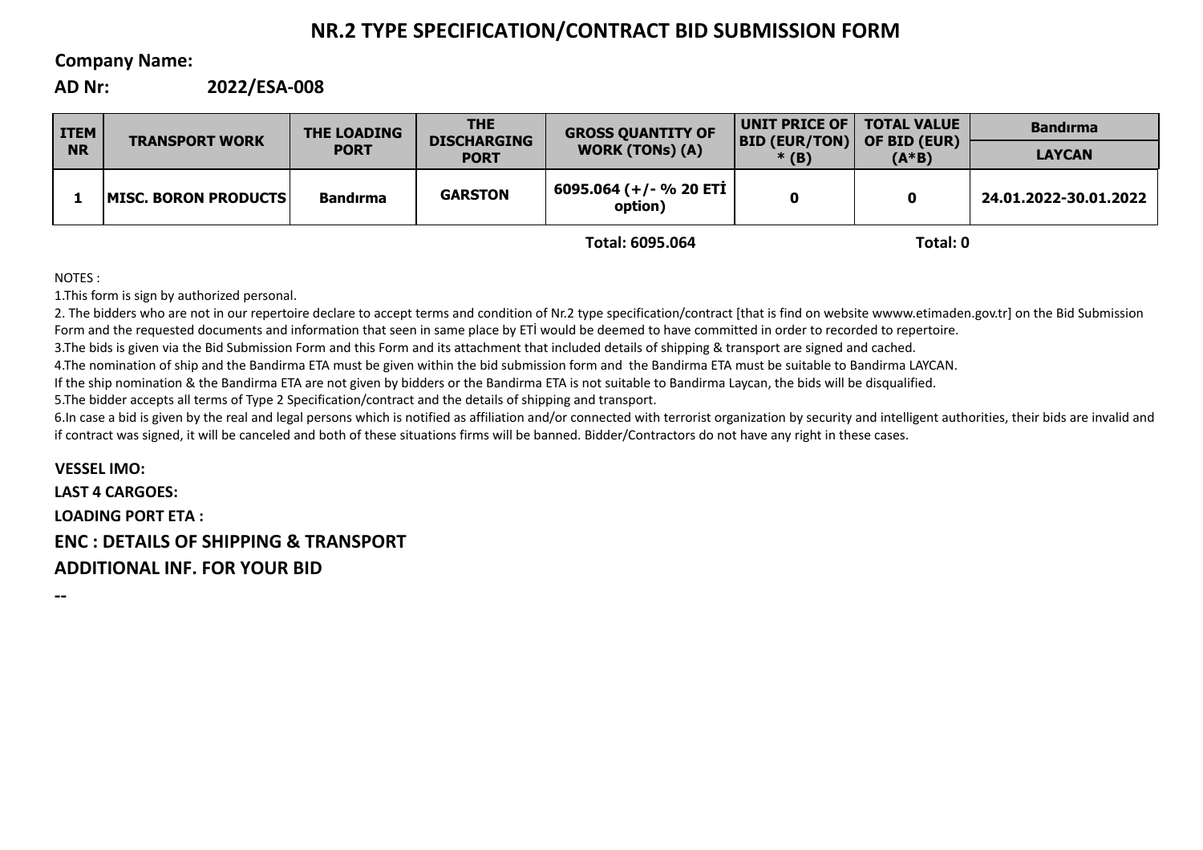# NR.2 TYPE SPECIFICATION/CONTRACT BID SUBMISSION FORM

**Company Name:**

**AD Nr:** **2022/ESA-008**

| ITEM NR | TRANSPORT WORK | THE LOADING PORT | THE DISCHARGING PORT | GROSS QUANTITY OF WORK (TONs) (A) | UNIT PRICE OF BID (EUR/TON) * (B) | TOTAL VALUE OF BID (EUR) (A*B) | Bandırma |
|---|---|---|---|---|---|---|---|
| | | | | | | | LAYCAN |
| 1 | MISC. BORON PRODUCTS | Bandırma | GARSTON | 6095.064 (+/- % 20 ETİ option) | 0 | 0 | 24.01.2022-30.01.2022 |
| | | | | Total: 6095.064 | | Total: 0 | |

NOTES :

1.This form is sign by authorized personal.

2. The bidders who are not in our repertoire declare to accept terms and condition of Nr.2 type specification/contract [that is find on website wwww.etimaden.gov.tr] on the Bid Submission Form and the requested documents and information that seen in same place by ETİ would be deemed to have committed in order to recorded to repertoire.

3.The bids is given via the Bid Submission Form and this Form and its attachment that included details of shipping & transport are signed and cached.

4.The nomination of ship and the Bandirma ETA must be given within the bid submission form and the Bandirma ETA must be suitable to Bandirma LAYCAN.

If the ship nomination & the Bandirma ETA are not given by bidders or the Bandirma ETA is not suitable to Bandirma Laycan, the bids will be disqualified.

5.The bidder accepts all terms of Type 2 Specification/contract and the details of shipping and transport.

6.In case a bid is given by the real and legal persons which is notified as affiliation and/or connected with terrorist organization by security and intelligent authorities, their bids are invalid and if contract was signed, it will be canceled and both of these situations firms will be banned. Bidder/Contractors do not have any right in these cases.

**VESSEL IMO:**

**LAST 4 CARGOES:**

**LOADING PORT ETA :**

## ENC : DETAILS OF SHIPPING & TRANSPORT

## ADDITIONAL INF. FOR YOUR BID

--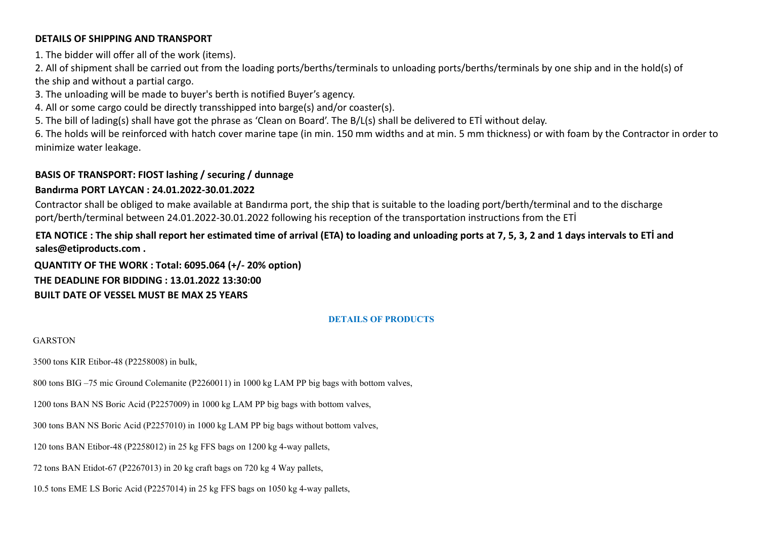**DETAILS OF SHIPPING AND TRANSPORT**

1. The bidder will offer all of the work (items).
2. All of shipment shall be carried out from the loading ports/berths/terminals to unloading ports/berths/terminals by one ship and in the hold(s) of the ship and without a partial cargo.
3. The unloading will be made to buyer's berth is notified Buyer's agency.
4. All or some cargo could be directly transshipped into barge(s) and/or coaster(s).
5. The bill of lading(s) shall have got the phrase as 'Clean on Board'. The B/L(s) shall be delivered to ETİ without delay.
6. The holds will be reinforced with hatch cover marine tape (in min. 150 mm widths and at min. 5 mm thickness) or with foam by the Contractor in order to minimize water leakage.

**BASIS OF TRANSPORT: FIOST lashing / securing / dunnage**

**Bandırma PORT LAYCAN : 24.01.2022-30.01.2022**

Contractor shall be obliged to make available at Bandırma port, the ship that is suitable to the loading port/berth/terminal and to the discharge port/berth/terminal between 24.01.2022-30.01.2022 following his reception of the transportation instructions from the ETİ

**ETA NOTICE : The ship shall report her estimated time of arrival (ETA) to loading and unloading ports at 7, 5, 3, 2 and 1 days intervals to ETİ and sales@etiproducts.com .**

**QUANTITY OF THE WORK : Total: 6095.064 (+/- 20% option)**

**THE DEADLINE FOR BIDDING : 13.01.2022 13:30:00**

**BUILT DATE OF VESSEL MUST BE MAX 25 YEARS**

**DETAILS OF PRODUCTS**

GARSTON

3500 tons KIR Etibor-48 (P2258008) in bulk,

800 tons BIG –75 mic Ground Colemanite (P2260011) in 1000 kg LAM PP big bags with bottom valves,

1200 tons BAN NS Boric Acid (P2257009) in 1000 kg LAM PP big bags with bottom valves,

300 tons BAN NS Boric Acid (P2257010) in 1000 kg LAM PP big bags without bottom valves,

120 tons BAN Etibor-48 (P2258012) in 25 kg FFS bags on 1200 kg 4-way pallets,

72 tons BAN Etidot-67 (P2267013) in 20 kg craft bags on 720 kg 4 Way pallets,

10.5 tons EME LS Boric Acid (P2257014) in 25 kg FFS bags on 1050 kg 4-way pallets,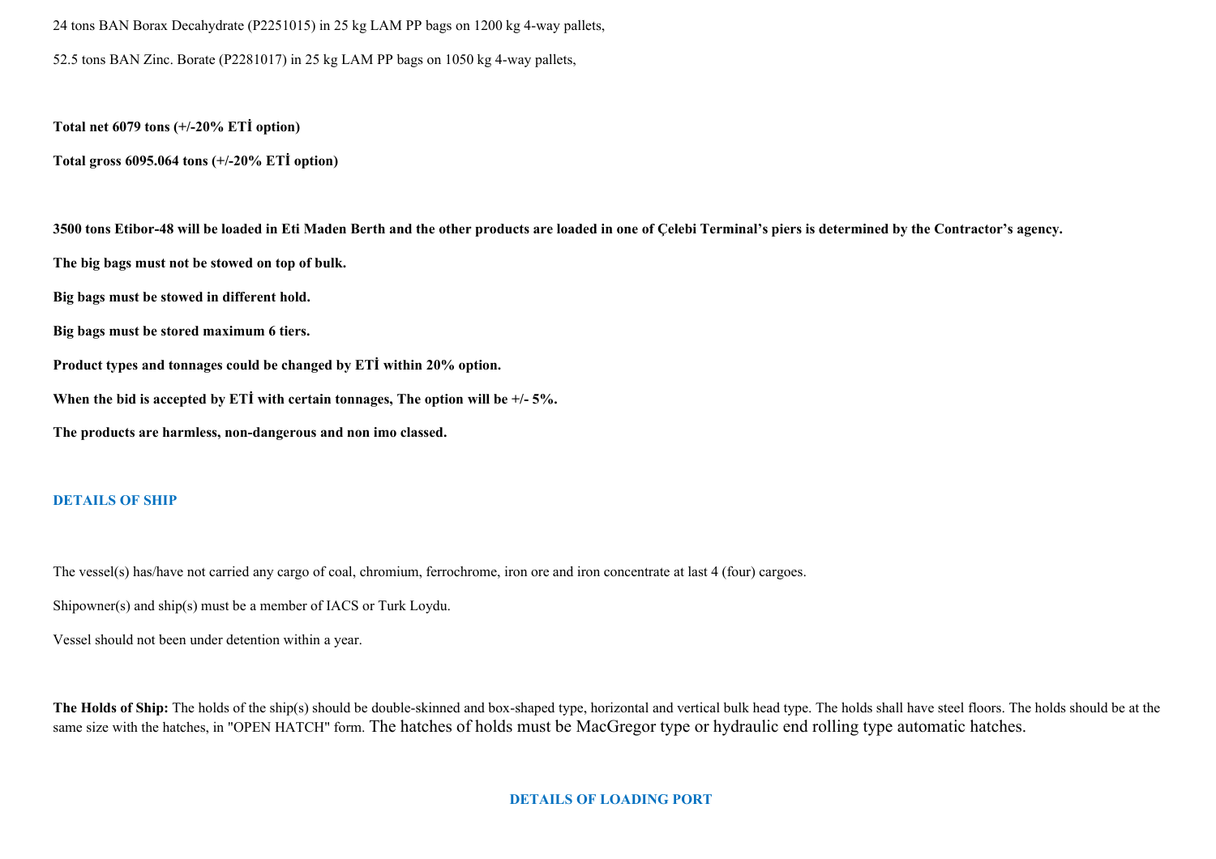24 tons BAN Borax Decahydrate (P2251015) in 25 kg LAM PP bags on 1200 kg 4-way pallets,

52.5 tons BAN Zinc. Borate (P2281017) in 25 kg LAM PP bags on 1050 kg 4-way pallets,

**Total net 6079 tons (+/-20% ETİ option)**

**Total gross 6095.064 tons (+/-20% ETİ option)**

**3500 tons Etibor-48 will be loaded in Eti Maden Berth and the other products are loaded in one of Çelebi Terminal's piers is determined by the Contractor's agency.**

**The big bags must not be stowed on top of bulk.**

**Big bags must be stowed in different hold.**

**Big bags must be stored maximum 6 tiers.**

**Product types and tonnages could be changed by ETİ within 20% option.**

**When the bid is accepted by ETİ with certain tonnages, The option will be +/- 5%.**

**The products are harmless, non-dangerous and non imo classed.**

## DETAILS OF SHIP

The vessel(s) has/have not carried any cargo of coal, chromium, ferrochrome, iron ore and iron concentrate at last 4 (four) cargoes.

Shipowner(s) and ship(s) must be a member of IACS or Turk Loydu.

Vessel should not been under detention within a year.

**The Holds of Ship:** The holds of the ship(s) should be double-skinned and box-shaped type, horizontal and vertical bulk head type. The holds shall have steel floors. The holds should be at the same size with the hatches, in "OPEN HATCH" form. The hatches of holds must be MacGregor type or hydraulic end rolling type automatic hatches.

## DETAILS OF LOADING PORT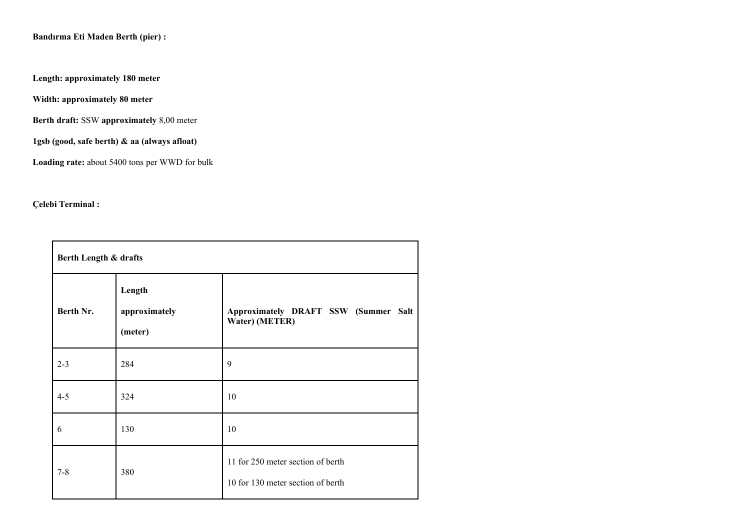**Bandırma Eti Maden Berth (pier) :**

**Length: approximately 180 meter**

**Width: approximately 80 meter**

**Berth draft:** SSW **approximately** 8,00 meter

**1gsb (good, safe berth) & aa (always afloat)**

**Loading rate:** about 5400 tons per WWD for bulk

**Çelebi Terminal :**

| **Berth Length & drafts** | | |
|---|---|---|
| **Berth Nr.** | **Length approximately (meter)** | **Approximately DRAFT SSW (Summer Salt Water) (METER)** |
| 2-3 | 284 | 9 |
| 4-5 | 324 | 10 |
| 6 | 130 | 10 |
| 7-8 | 380 | 11 for 250 meter section of berth<br>10 for 130 meter section of berth |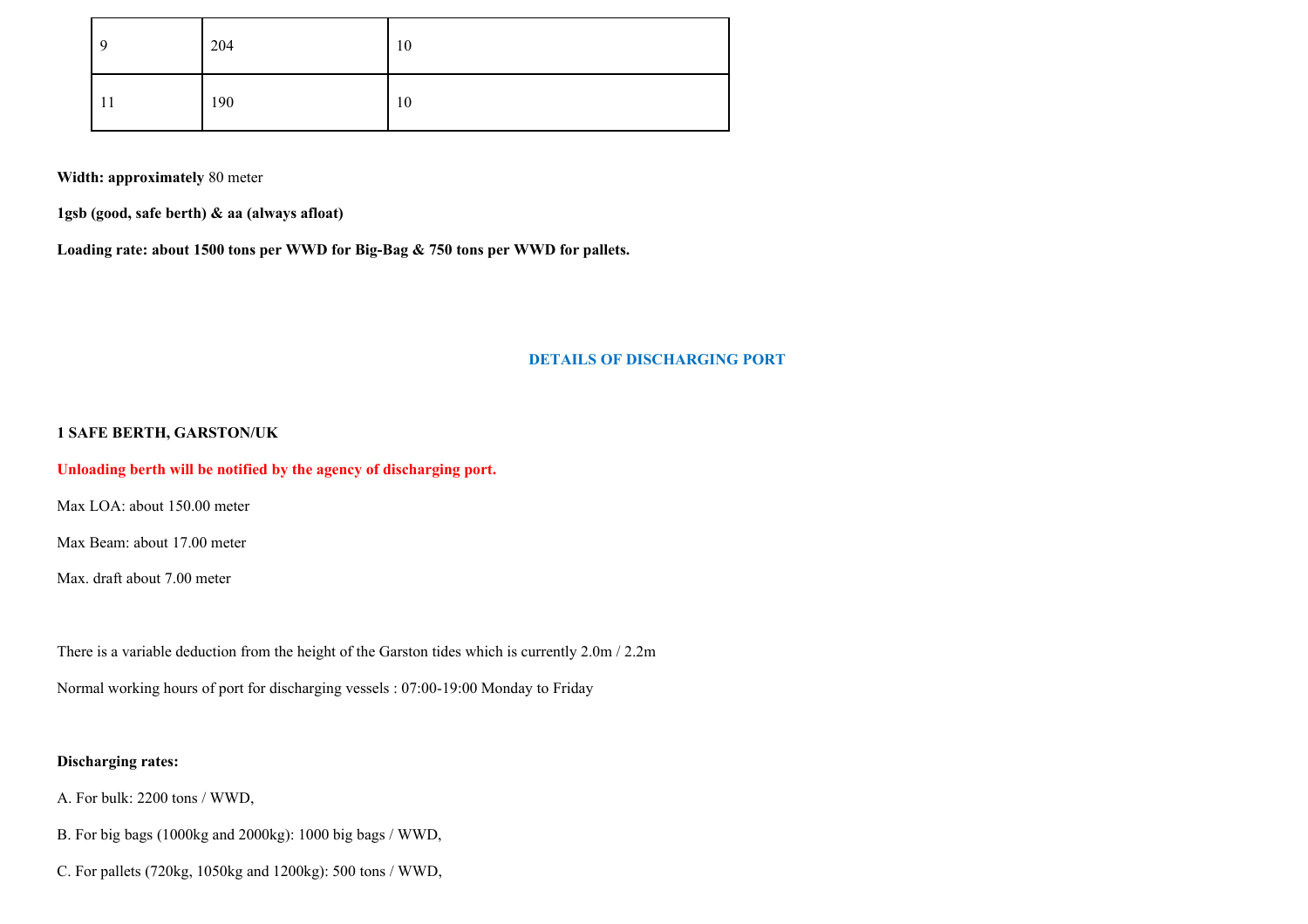| 9 | 204 | 10 |
|---|---|---|
| 11 | 190 | 10 |

**Width: approximately** 80 meter

**1gsb (good, safe berth) & aa (always afloat)**

**Loading rate: about 1500 tons per WWD for Big-Bag & 750 tons per WWD for pallets.**

## DETAILS OF DISCHARGING PORT

**1 SAFE BERTH, GARSTON/UK**

**Unloading berth will be notified by the agency of discharging port.**

Max LOA: about 150.00 meter

Max Beam: about 17.00 meter

Max. draft about 7.00 meter

There is a variable deduction from the height of the Garston tides which is currently 2.0m / 2.2m

Normal working hours of port for discharging vessels : 07:00-19:00 Monday to Friday

**Discharging rates:**

A. For bulk: 2200 tons / WWD,

B. For big bags (1000kg and 2000kg): 1000 big bags / WWD,

C. For pallets (720kg, 1050kg and 1200kg): 500 tons / WWD,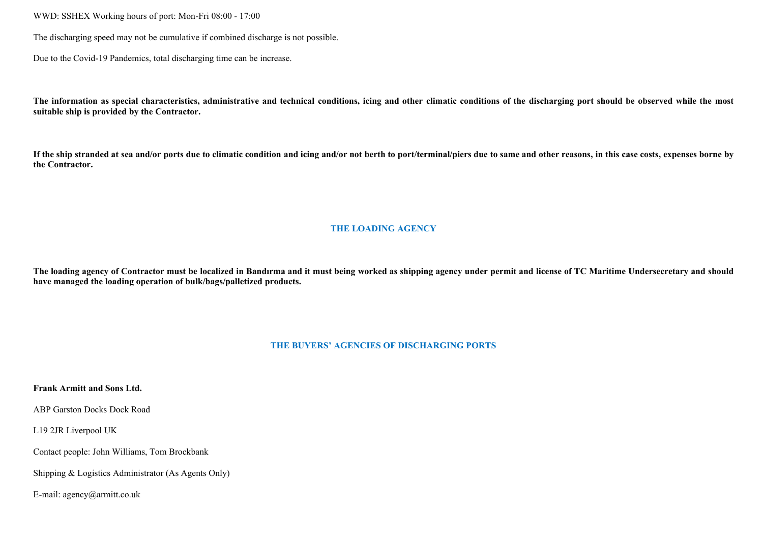WWD: SSHEX Working hours of port: Mon-Fri 08:00 - 17:00

The discharging speed may not be cumulative if combined discharge is not possible.

Due to the Covid-19 Pandemics, total discharging time can be increase.

**The information as special characteristics, administrative and technical conditions, icing and other climatic conditions of the discharging port should be observed while the most suitable ship is provided by the Contractor.**

**If the ship stranded at sea and/or ports due to climatic condition and icing and/or not berth to port/terminal/piers due to same and other reasons, in this case costs, expenses borne by the Contractor.**

## THE LOADING AGENCY

**The loading agency of Contractor must be localized in Bandırma and it must being worked as shipping agency under permit and license of TC Maritime Undersecretary and should have managed the loading operation of bulk/bags/palletized products.**

## THE BUYERS' AGENCIES OF DISCHARGING PORTS

**Frank Armitt and Sons Ltd.**

ABP Garston Docks Dock Road

L19 2JR Liverpool UK

Contact people: John Williams, Tom Brockbank

Shipping & Logistics Administrator (As Agents Only)

E-mail: agency@armitt.co.uk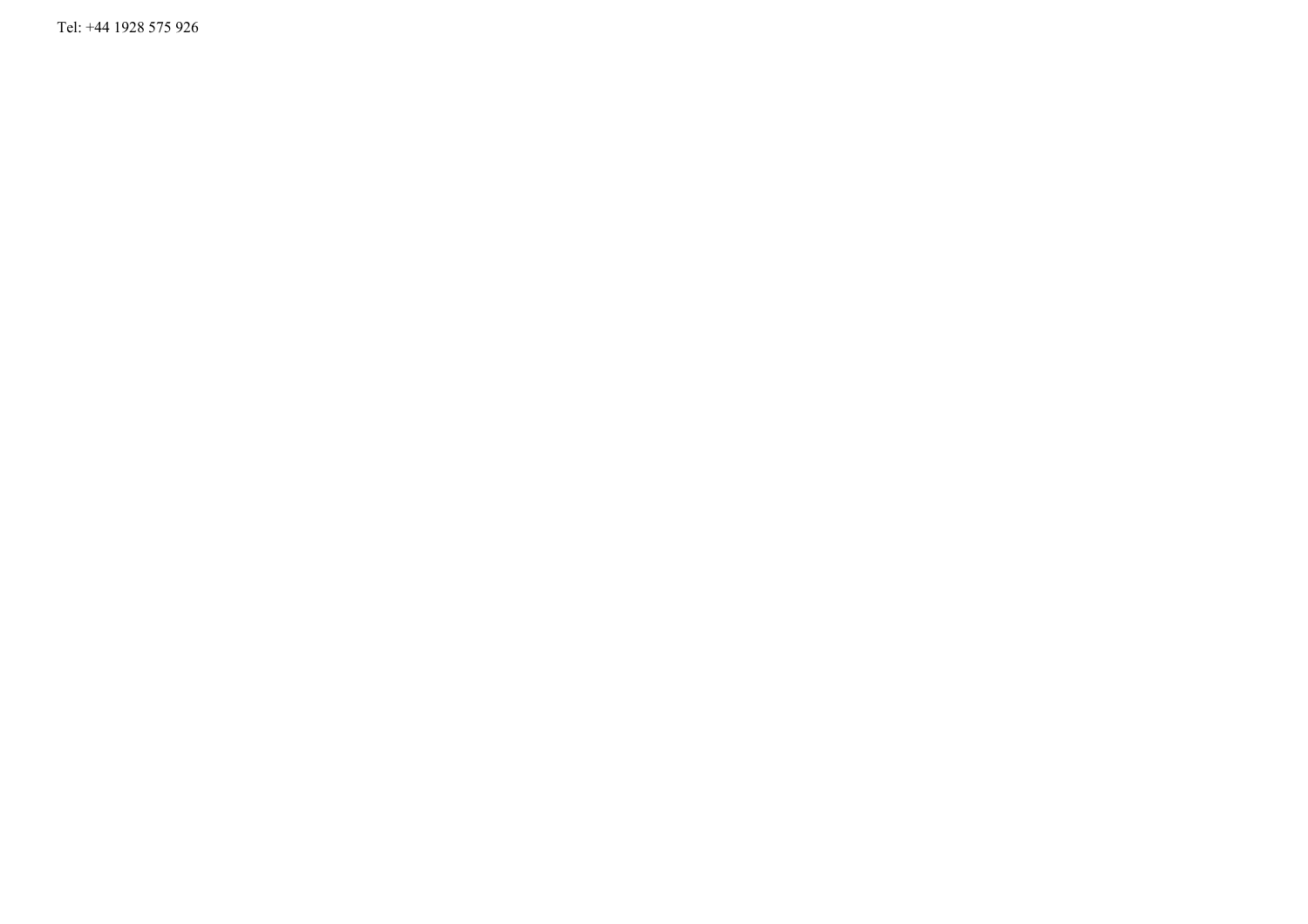Tel: +44 1928 575 926